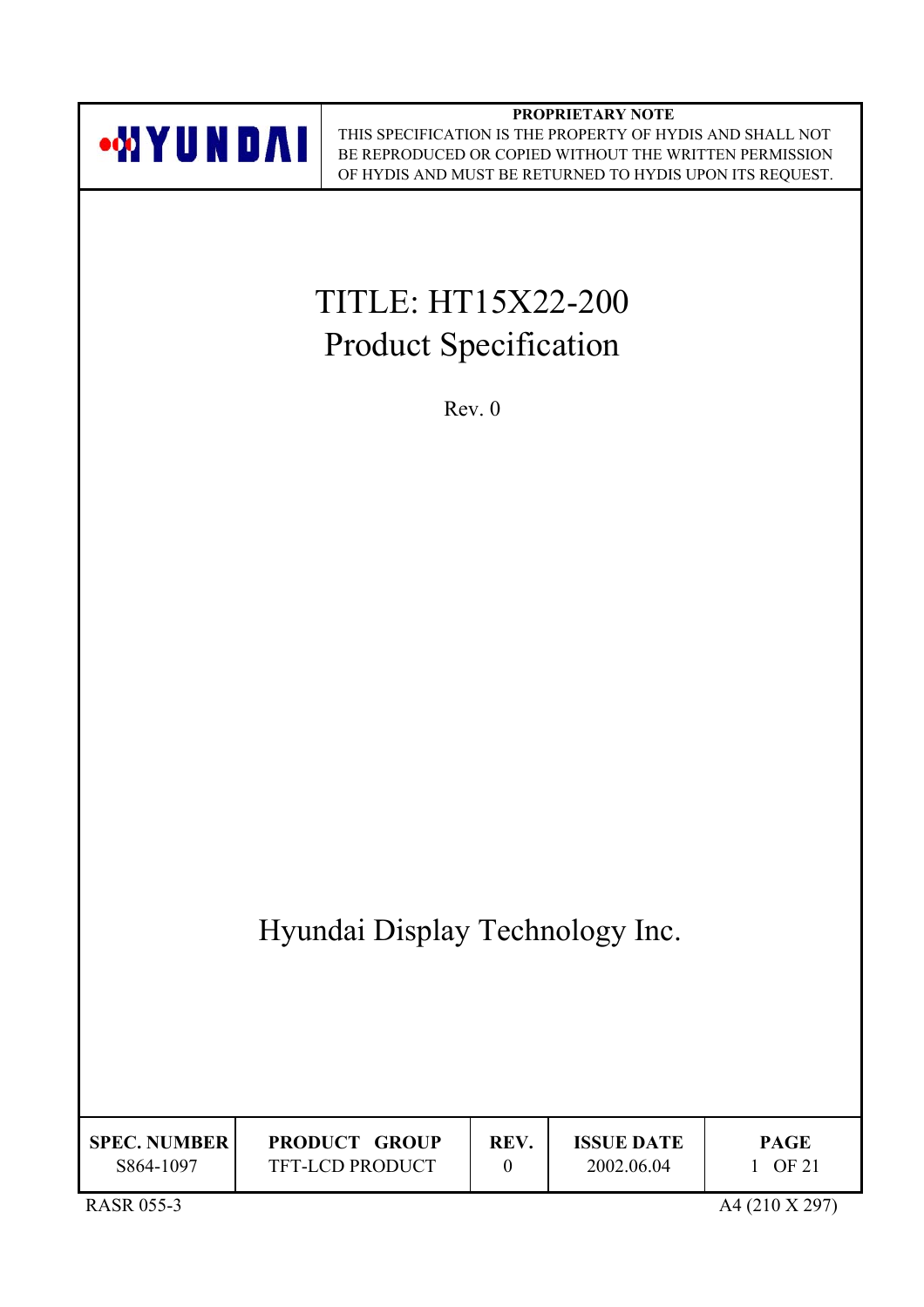HYUNDAI

**PROPRIETARY NOTE**

THIS SPECIFICATION IS THE PROPERTY OF HYDIS AND SHALL NOT BE REPRODUCED OR COPIED WITHOUT THE WRITTEN PERMISSION OF HYDIS AND MUST BE RETURNED TO HYDIS UPON ITS REQUEST.

# TITLE: HT15X22-200
# Product Specification

Rev. 0

## Hyundai Display Technology Inc.

| SPEC. NUMBER | PRODUCT GROUP | REV. | ISSUE DATE | PAGE |
|---|---|---|---|---|
| S864-1097 | TFT-LCD PRODUCT | 0 | 2002.06.04 | 1 OF 21 |

RASR 055-3

A4 (210 X 297)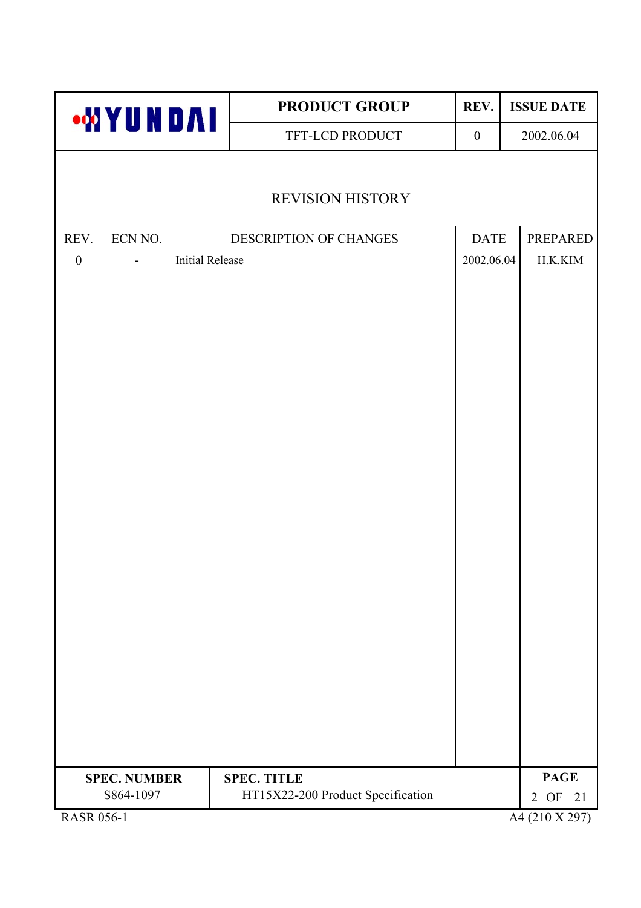# REVISION HISTORY

| REV. | ECN NO. | DESCRIPTION OF CHANGES | DATE | PREPARED |
|---|---|---|---|---|
| 0 | - | Initial Release | 2002.06.04 | H.K.KIM |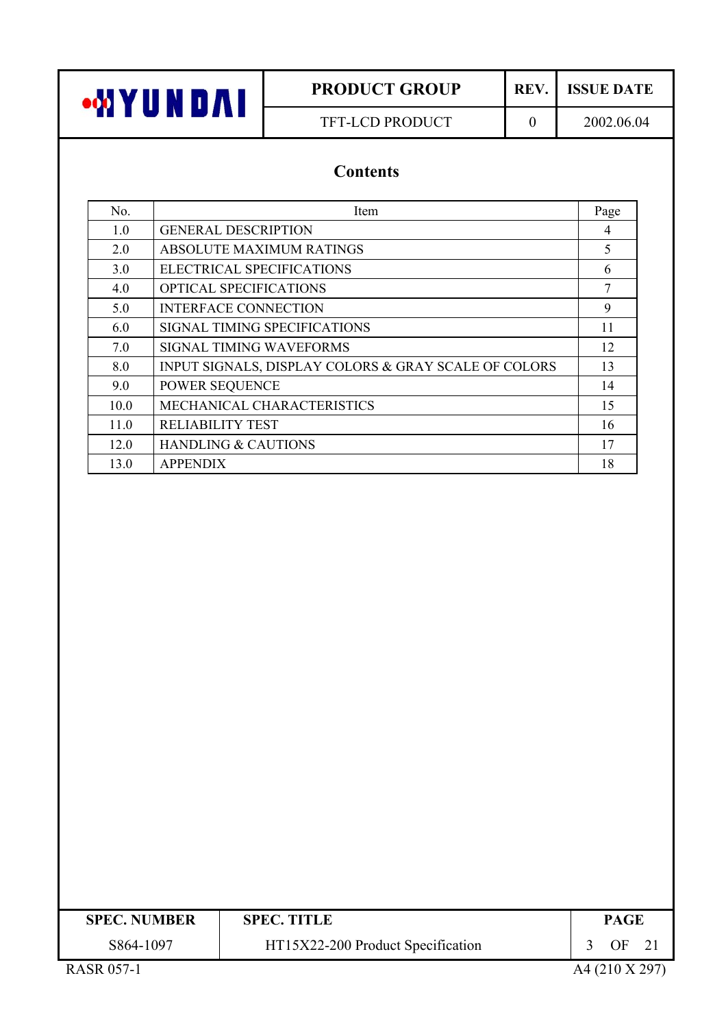## Contents

| No. | Item | Page |
|---|---|---|
| 1.0 | GENERAL DESCRIPTION | 4 |
| 2.0 | ABSOLUTE MAXIMUM RATINGS | 5 |
| 3.0 | ELECTRICAL SPECIFICATIONS | 6 |
| 4.0 | OPTICAL SPECIFICATIONS | 7 |
| 5.0 | INTERFACE CONNECTION | 9 |
| 6.0 | SIGNAL TIMING SPECIFICATIONS | 11 |
| 7.0 | SIGNAL TIMING WAVEFORMS | 12 |
| 8.0 | INPUT SIGNALS, DISPLAY COLORS & GRAY SCALE OF COLORS | 13 |
| 9.0 | POWER SEQUENCE | 14 |
| 10.0 | MECHANICAL CHARACTERISTICS | 15 |
| 11.0 | RELIABILITY TEST | 16 |
| 12.0 | HANDLING & CAUTIONS | 17 |
| 13.0 | APPENDIX | 18 |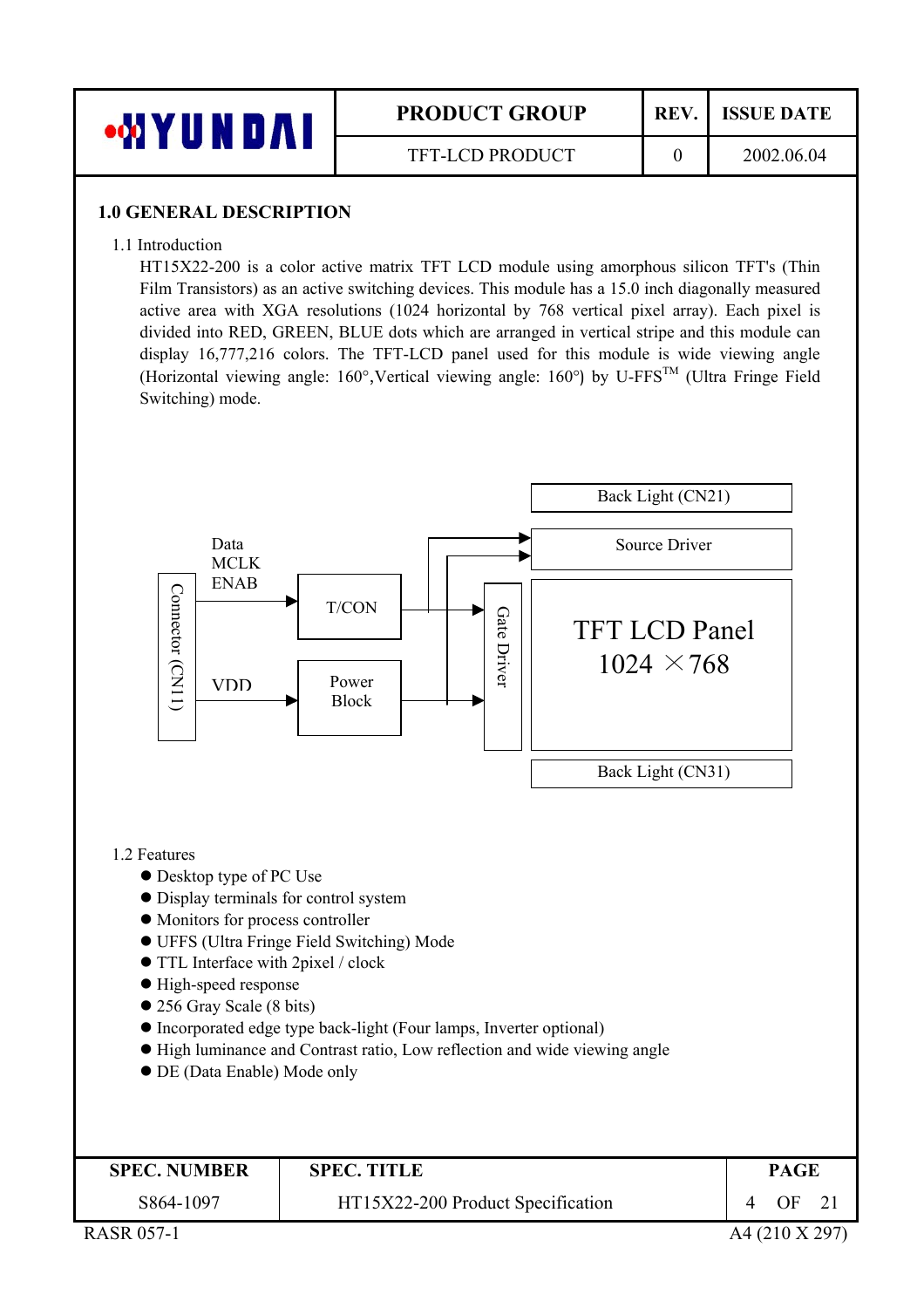## 1.0 GENERAL DESCRIPTION

1.1 Introduction

HT15X22-200 is a color active matrix TFT LCD module using amorphous silicon TFT's (Thin Film Transistors) as an active switching devices. This module has a 15.0 inch diagonally measured active area with XGA resolutions (1024 horizontal by 768 vertical pixel array). Each pixel is divided into RED, GREEN, BLUE dots which are arranged in vertical stripe and this module can display 16,777,216 colors. The TFT-LCD panel used for this module is wide viewing angle (Horizontal viewing angle: 160°,Vertical viewing angle: 160°) by U-FFS™ (Ultra Fringe Field Switching) mode.

Connector (CN11) — Data, MCLK, ENAB → T/CON; VDD → Power Block

T/CON → Source Driver, Gate Driver

Power Block → Source Driver, Gate Driver

Back Light (CN21)

Source Driver

Gate Driver

TFT LCD Panel 1024 × 768

Back Light (CN31)

1.2 Features

- Desktop type of PC Use
- Display terminals for control system
- Monitors for process controller
- UFFS (Ultra Fringe Field Switching) Mode
- TTL Interface with 2pixel / clock
- High-speed response
- 256 Gray Scale (8 bits)
- Incorporated edge type back-light (Four lamps, Inverter optional)
- High luminance and Contrast ratio, Low reflection and wide viewing angle
- DE (Data Enable) Mode only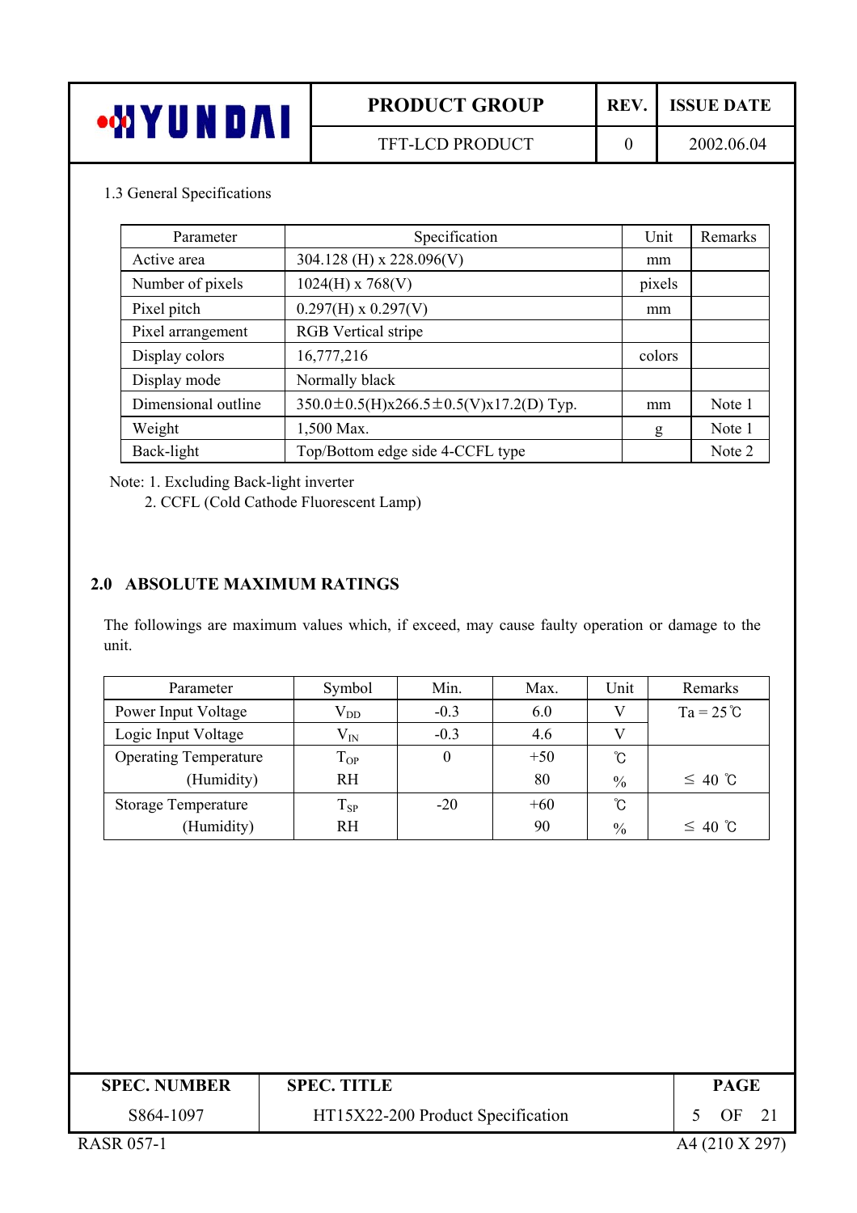1.3 General Specifications

| Parameter | Specification | Unit | Remarks |
|---|---|---|---|
| Active area | 304.128 (H) x 228.096(V) | mm | |
| Number of pixels | 1024(H) x 768(V) | pixels | |
| Pixel pitch | 0.297(H) x 0.297(V) | mm | |
| Pixel arrangement | RGB Vertical stripe | | |
| Display colors | 16,777,216 | colors | |
| Display mode | Normally black | | |
| Dimensional outline | 350.0±0.5(H)x266.5±0.5(V)x17.2(D) Typ. | mm | Note 1 |
| Weight | 1,500 Max. | g | Note 1 |
| Back-light | Top/Bottom edge side 4-CCFL type | | Note 2 |

Note: 1. Excluding Back-light inverter
 2. CCFL (Cold Cathode Fluorescent Lamp)

## 2.0 ABSOLUTE MAXIMUM RATINGS

The followings are maximum values which, if exceed, may cause faulty operation or damage to the unit.

| Parameter | Symbol | Min. | Max. | Unit | Remarks |
|---|---|---|---|---|---|
| Power Input Voltage | $V_{DD}$ | -0.3 | 6.0 | V | Ta = 25℃ |
| Logic Input Voltage | $V_{IN}$ | -0.3 | 4.6 | V | |
| Operating Temperature | $T_{OP}$ | 0 | +50 | ℃ | |
| (Humidity) | RH | | 80 | % | ≤ 40 ℃ |
| Storage Temperature | $T_{SP}$ | -20 | +60 | ℃ | |
| (Humidity) | RH | | 90 | % | ≤ 40 ℃ |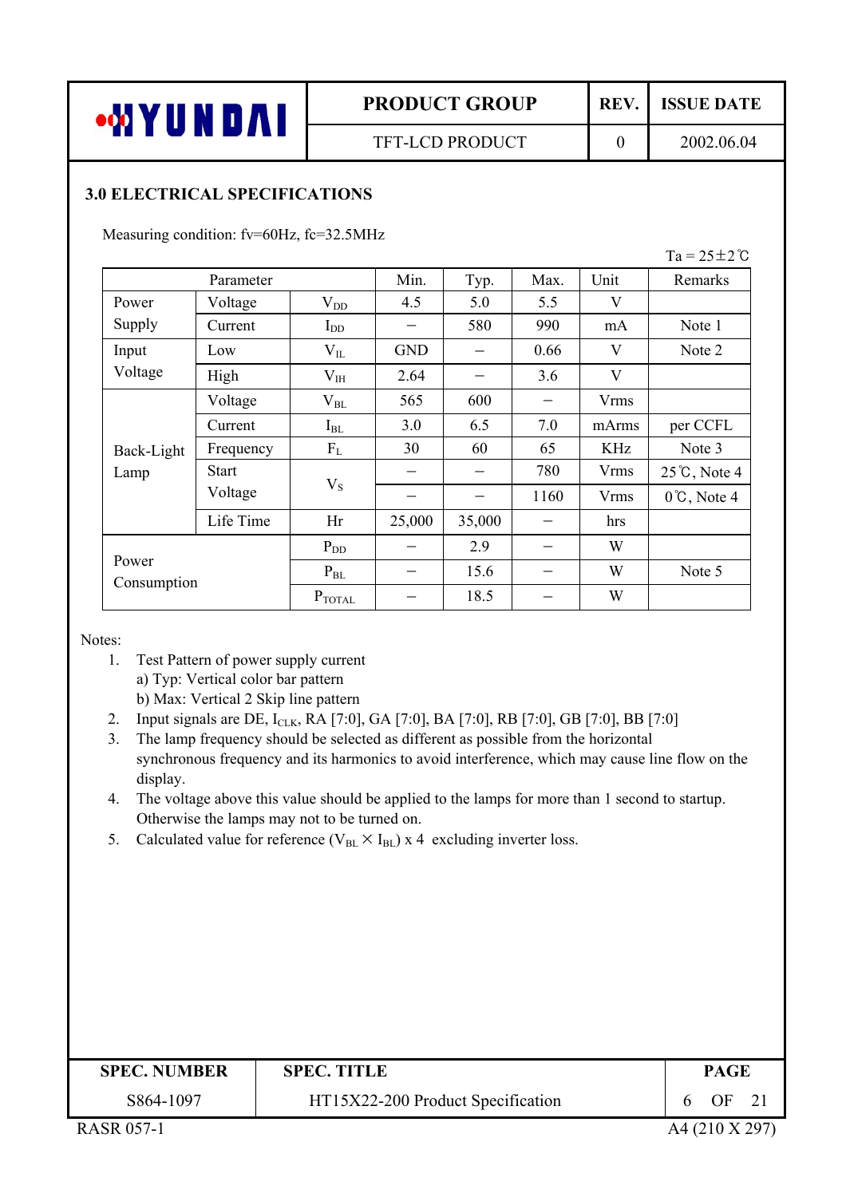### 3.0 ELECTRICAL SPECIFICATIONS

Measuring condition: fv=60Hz, fc=32.5MHz

Ta = 25±2℃

| Parameter | | | Min. | Typ. | Max. | Unit | Remarks |
|---|---|---|---|---|---|---|---|
| Power Supply | Voltage | $V_{DD}$ | 4.5 | 5.0 | 5.5 | V | |
| | Current | $I_{DD}$ | − | 580 | 990 | mA | Note 1 |
| Input Voltage | Low | $V_{IL}$ | GND | − | 0.66 | V | Note 2 |
| | High | $V_{IH}$ | 2.64 | − | 3.6 | V | |
| Back-Light Lamp | Voltage | $V_{BL}$ | 565 | 600 | − | Vrms | |
| | Current | $I_{BL}$ | 3.0 | 6.5 | 7.0 | mArms | per CCFL |
| | Frequency | $F_L$ | 30 | 60 | 65 | KHz | Note 3 |
| | Start Voltage | $V_S$ | − | − | 780 | Vrms | 25℃, Note 4 |
| | | | − | − | 1160 | Vrms | 0℃, Note 4 |
| | Life Time | Hr | 25,000 | 35,000 | − | hrs | |
| Power Consumption | | $P_{DD}$ | − | 2.9 | − | W | |
| | | $P_{BL}$ | − | 15.6 | − | W | Note 5 |
| | | $P_{TOTAL}$ | − | 18.5 | − | W | |

Notes:

1. Test Pattern of power supply current
   a) Typ: Vertical color bar pattern
   b) Max: Vertical 2 Skip line pattern
2. Input signals are DE, $I_{CLK}$, RA [7:0], GA [7:0], BA [7:0], RB [7:0], GB [7:0], BB [7:0]
3. The lamp frequency should be selected as different as possible from the horizontal synchronous frequency and its harmonics to avoid interference, which may cause line flow on the display.
4. The voltage above this value should be applied to the lamps for more than 1 second to startup. Otherwise the lamps may not to be turned on.
5. Calculated value for reference ($V_{BL} \times I_{BL}$) x 4 excluding inverter loss.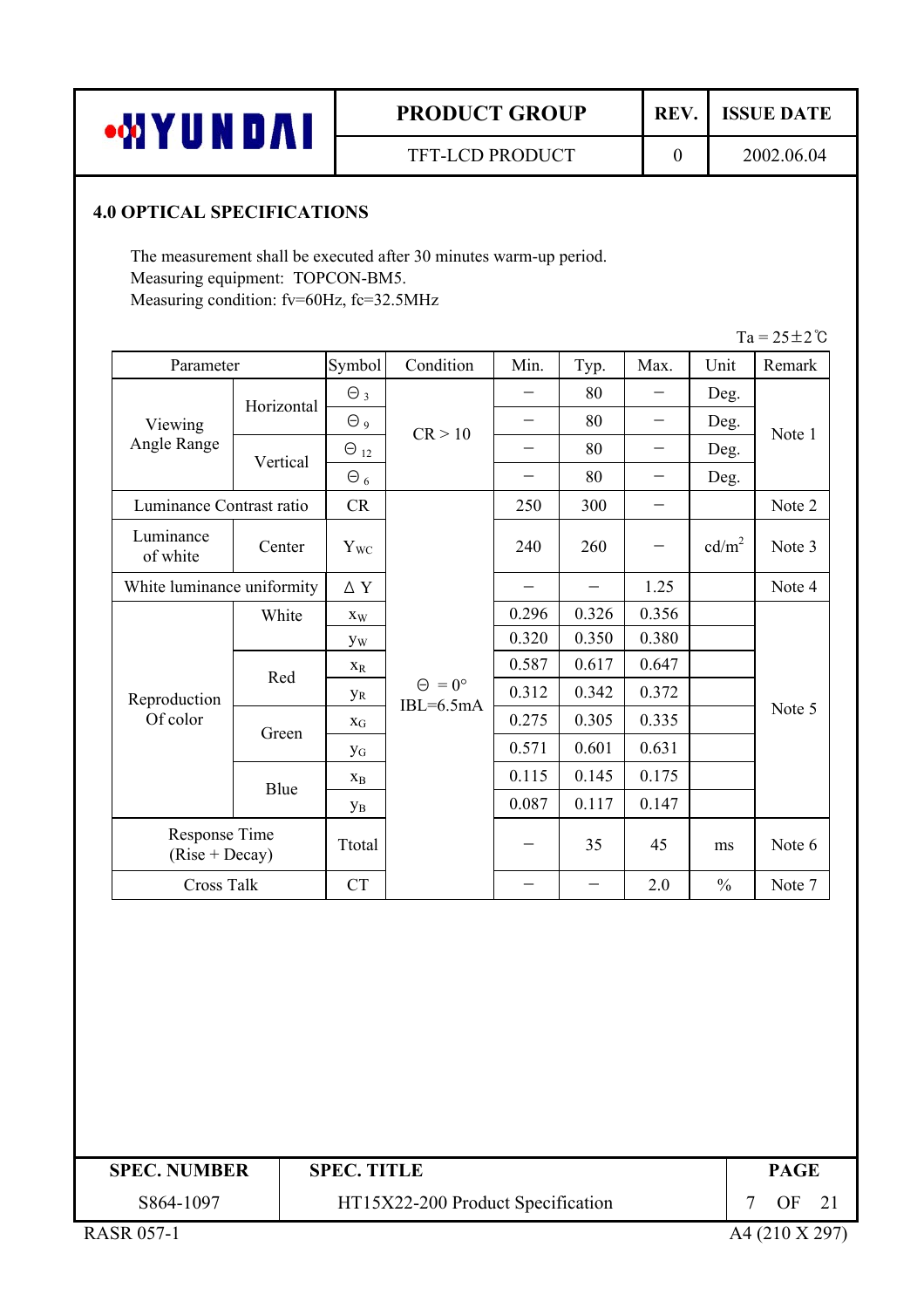## 4.0 OPTICAL SPECIFICATIONS

The measurement shall be executed after 30 minutes warm-up period.
Measuring equipment: TOPCON-BM5.
Measuring condition: fv=60Hz, fc=32.5MHz

Ta = 25±2℃

| Parameter | | Symbol | Condition | Min. | Typ. | Max. | Unit | Remark |
|---|---|---|---|---|---|---|---|---|
| Viewing Angle Range | Horizontal | $\Theta_3$ | CR > 10 | – | 80 | – | Deg. | Note 1 |
| | | $\Theta_9$ | | – | 80 | – | Deg. | |
| | Vertical | $\Theta_{12}$ | | – | 80 | – | Deg. | |
| | | $\Theta_6$ | | – | 80 | – | Deg. | |
| Luminance Contrast ratio | | CR | $\Theta = 0°$ IBL=6.5mA | 250 | 300 | – | | Note 2 |
| Luminance of white | Center | $Y_{WC}$ | | 240 | 260 | – | cd/m$^2$ | Note 3 |
| White luminance uniformity | | $\Delta$ Y | | – | – | 1.25 | | Note 4 |
| Reproduction Of color | White | $x_W$ | | 0.296 | 0.326 | 0.356 | | Note 5 |
| | | $y_W$ | | 0.320 | 0.350 | 0.380 | | |
| | Red | $x_R$ | | 0.587 | 0.617 | 0.647 | | |
| | | $y_R$ | | 0.312 | 0.342 | 0.372 | | |
| | Green | $x_G$ | | 0.275 | 0.305 | 0.335 | | |
| | | $y_G$ | | 0.571 | 0.601 | 0.631 | | |
| | Blue | $x_B$ | | 0.115 | 0.145 | 0.175 | | |
| | | $y_B$ | | 0.087 | 0.117 | 0.147 | | |
| Response Time (Rise + Decay) | | Ttotal | | – | 35 | 45 | ms | Note 6 |
| Cross Talk | | CT | | – | – | 2.0 | % | Note 7 |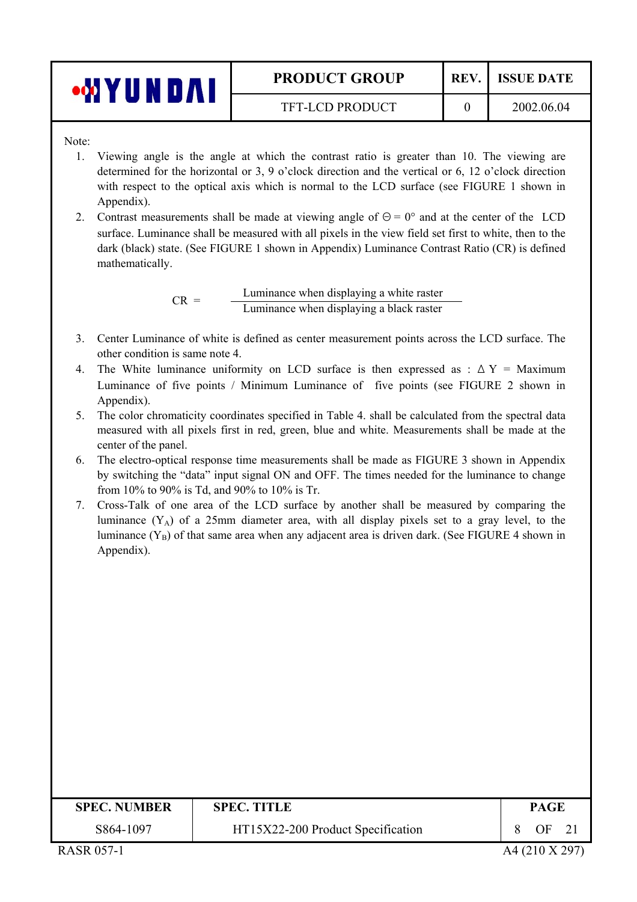Note:

1. Viewing angle is the angle at which the contrast ratio is greater than 10. The viewing are determined for the horizontal or 3, 9 o'clock direction and the vertical or 6, 12 o'clock direction with respect to the optical axis which is normal to the LCD surface (see FIGURE 1 shown in Appendix).
2. Contrast measurements shall be made at viewing angle of $\Theta = 0°$ and at the center of the LCD surface. Luminance shall be measured with all pixels in the view field set first to white, then to the dark (black) state. (See FIGURE 1 shown in Appendix) Luminance Contrast Ratio (CR) is defined mathematically.

$$CR = \frac{\text{Luminance when displaying a white raster}}{\text{Luminance when displaying a black raster}}$$

3. Center Luminance of white is defined as center measurement points across the LCD surface. The other condition is same note 4.
4. The White luminance uniformity on LCD surface is then expressed as : $\Delta Y$ = Maximum Luminance of five points / Minimum Luminance of five points (see FIGURE 2 shown in Appendix).
5. The color chromaticity coordinates specified in Table 4. shall be calculated from the spectral data measured with all pixels first in red, green, blue and white. Measurements shall be made at the center of the panel.
6. The electro-optical response time measurements shall be made as FIGURE 3 shown in Appendix by switching the "data" input signal ON and OFF. The times needed for the luminance to change from 10% to 90% is Td, and 90% to 10% is Tr.
7. Cross-Talk of one area of the LCD surface by another shall be measured by comparing the luminance ($Y_A$) of a 25mm diameter area, with all display pixels set to a gray level, to the luminance ($Y_B$) of that same area when any adjacent area is driven dark. (See FIGURE 4 shown in Appendix).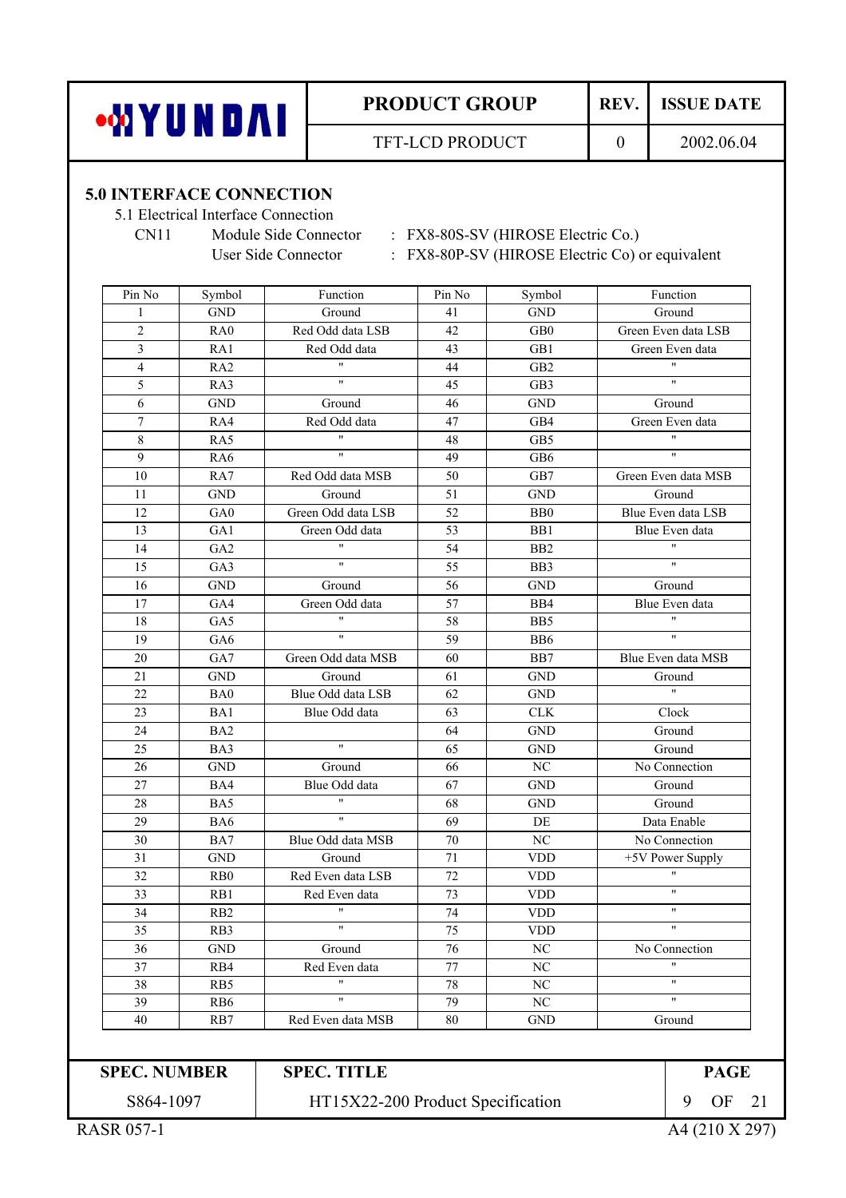## 5.0 INTERFACE CONNECTION

5.1 Electrical Interface Connection

CN11 Module Side Connector : FX8-80S-SV (HIROSE Electric Co.)

User Side Connector : FX8-80P-SV (HIROSE Electric Co) or equivalent

| Pin No | Symbol | Function | Pin No | Symbol | Function |
|---|---|---|---|---|---|
| 1 | GND | Ground | 41 | GND | Ground |
| 2 | RA0 | Red Odd data LSB | 42 | GB0 | Green Even data LSB |
| 3 | RA1 | Red Odd data | 43 | GB1 | Green Even data |
| 4 | RA2 | " | 44 | GB2 | " |
| 5 | RA3 | " | 45 | GB3 | " |
| 6 | GND | Ground | 46 | GND | Ground |
| 7 | RA4 | Red Odd data | 47 | GB4 | Green Even data |
| 8 | RA5 | " | 48 | GB5 | " |
| 9 | RA6 | " | 49 | GB6 | " |
| 10 | RA7 | Red Odd data MSB | 50 | GB7 | Green Even data MSB |
| 11 | GND | Ground | 51 | GND | Ground |
| 12 | GA0 | Green Odd data LSB | 52 | BB0 | Blue Even data LSB |
| 13 | GA1 | Green Odd data | 53 | BB1 | Blue Even data |
| 14 | GA2 | " | 54 | BB2 | " |
| 15 | GA3 | " | 55 | BB3 | " |
| 16 | GND | Ground | 56 | GND | Ground |
| 17 | GA4 | Green Odd data | 57 | BB4 | Blue Even data |
| 18 | GA5 | " | 58 | BB5 | " |
| 19 | GA6 | " | 59 | BB6 | " |
| 20 | GA7 | Green Odd data MSB | 60 | BB7 | Blue Even data MSB |
| 21 | GND | Ground | 61 | GND | Ground |
| 22 | BA0 | Blue Odd data LSB | 62 | GND | " |
| 23 | BA1 | Blue Odd data | 63 | CLK | Clock |
| 24 | BA2 | | 64 | GND | Ground |
| 25 | BA3 | " | 65 | GND | Ground |
| 26 | GND | Ground | 66 | NC | No Connection |
| 27 | BA4 | Blue Odd data | 67 | GND | Ground |
| 28 | BA5 | " | 68 | GND | Ground |
| 29 | BA6 | " | 69 | DE | Data Enable |
| 30 | BA7 | Blue Odd data MSB | 70 | NC | No Connection |
| 31 | GND | Ground | 71 | VDD | +5V Power Supply |
| 32 | RB0 | Red Even data LSB | 72 | VDD | " |
| 33 | RB1 | Red Even data | 73 | VDD | " |
| 34 | RB2 | " | 74 | VDD | " |
| 35 | RB3 | " | 75 | VDD | " |
| 36 | GND | Ground | 76 | NC | No Connection |
| 37 | RB4 | Red Even data | 77 | NC | " |
| 38 | RB5 | " | 78 | NC | " |
| 39 | RB6 | " | 79 | NC | " |
| 40 | RB7 | Red Even data MSB | 80 | GND | Ground |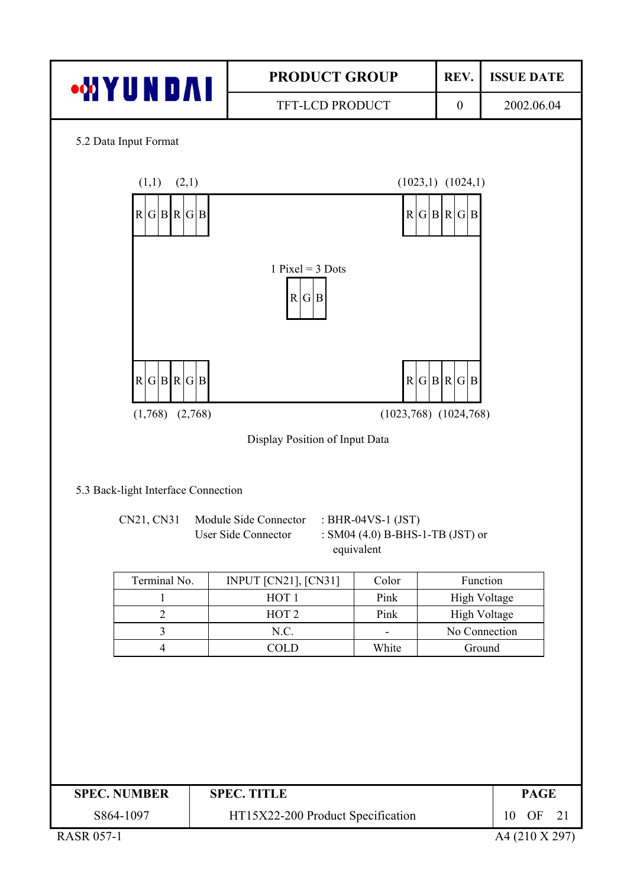### 5.2 Data Input Format

(1,1) (2,1) ... (1023,1) (1024,1)

| R | G | B | R | G | B | | R | G | B | R | G | B |
|---|---|---|---|---|---|---|---|---|---|---|---|---|

1 Pixel = 3 Dots

| R | G | B |
|---|---|---|

| R | G | B | R | G | B | | R | G | B | R | G | B |
|---|---|---|---|---|---|---|---|---|---|---|---|---|

(1,768) (2,768) ... (1023,768) (1024,768)

Display Position of Input Data

### 5.3 Back-light Interface Connection

CN21, CN31 Module Side Connector : BHR-04VS-1 (JST)
User Side Connector : SM04 (4.0) B-BHS-1-TB (JST) or equivalent

| Terminal No. | INPUT [CN21], [CN31] | Color | Function |
|---|---|---|---|
| 1 | HOT 1 | Pink | High Voltage |
| 2 | HOT 2 | Pink | High Voltage |
| 3 | N.C. | - | No Connection |
| 4 | COLD | White | Ground |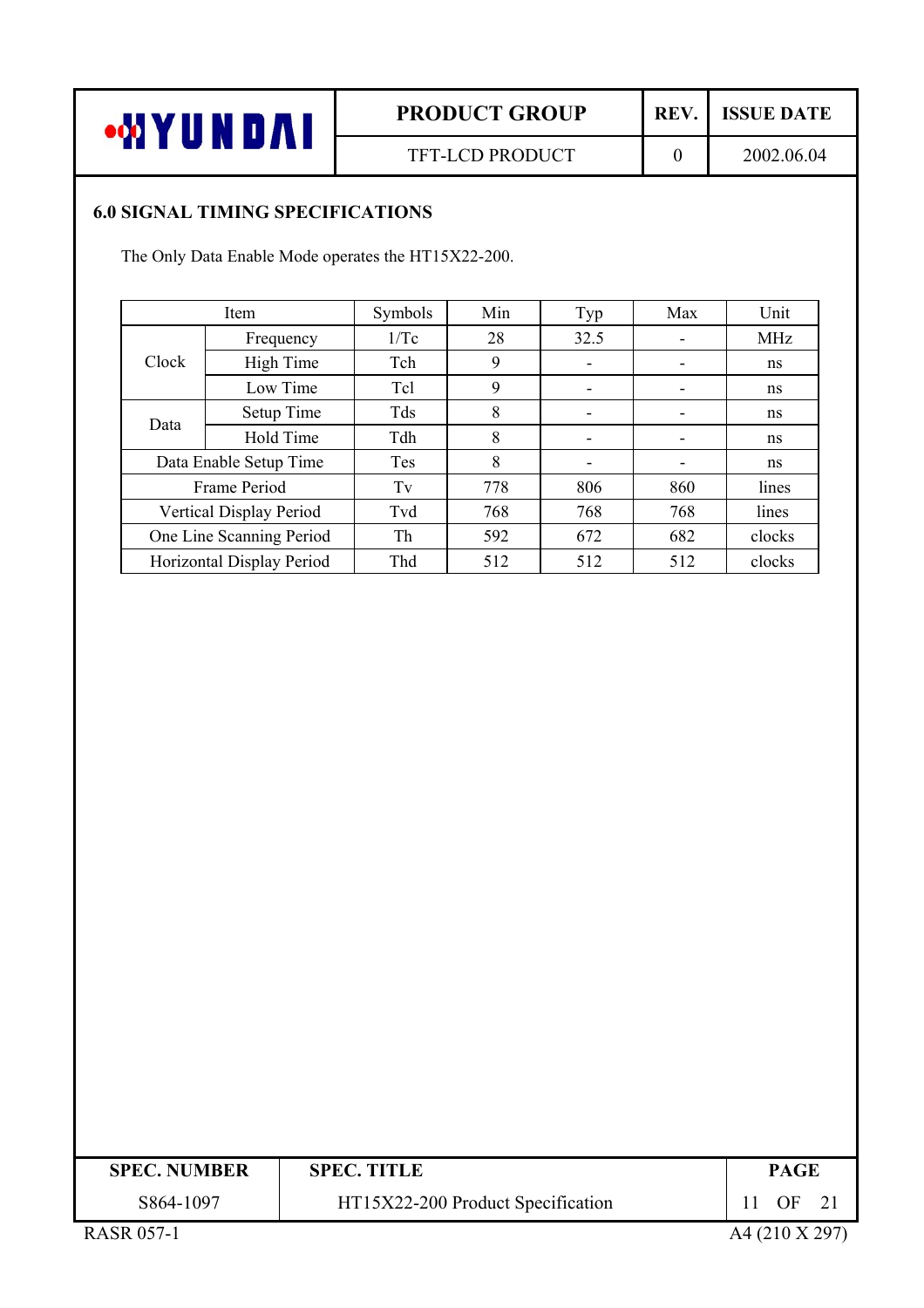## 6.0 SIGNAL TIMING SPECIFICATIONS

The Only Data Enable Mode operates the HT15X22-200.

| Item | | Symbols | Min | Typ | Max | Unit |
|---|---|---|---|---|---|---|
| Clock | Frequency | 1/Tc | 28 | 32.5 | - | MHz |
| | High Time | Tch | 9 | - | - | ns |
| | Low Time | Tcl | 9 | - | - | ns |
| Data | Setup Time | Tds | 8 | - | - | ns |
| | Hold Time | Tdh | 8 | - | - | ns |
| Data Enable Setup Time | | Tes | 8 | - | - | ns |
| Frame Period | | Tv | 778 | 806 | 860 | lines |
| Vertical Display Period | | Tvd | 768 | 768 | 768 | lines |
| One Line Scanning Period | | Th | 592 | 672 | 682 | clocks |
| Horizontal Display Period | | Thd | 512 | 512 | 512 | clocks |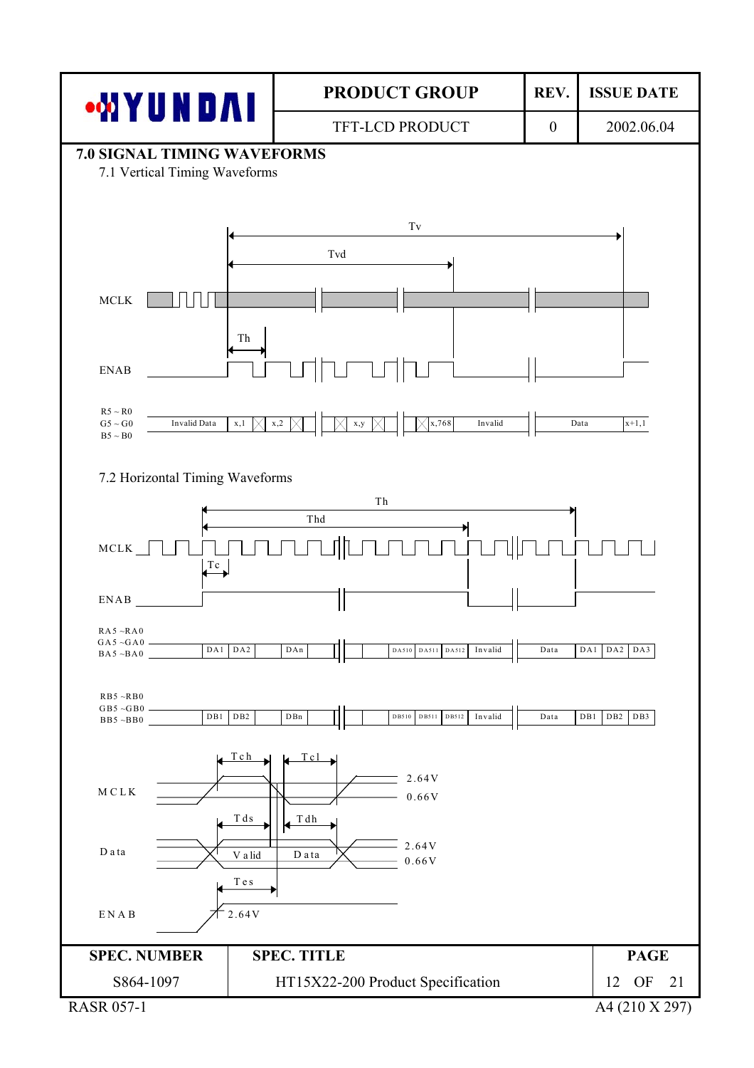## 7.0 SIGNAL TIMING WAVEFORMS

### 7.1 Vertical Timing Waveforms

Tv

Tvd

MCLK

Th

ENAB

R5 ~ R0
G5 ~ G0
B5 ~ B0

Invalid Data | x,1 | x,2 | x,y | x,768 | Invalid | Data | x+1,1

### 7.2 Horizontal Timing Waveforms

Th

Thd

MCLK

Tc

ENAB

RA5 ~RA0
GA5 ~GA0
BA5 ~BA0

DA1 | DA2 | DAn | DA510 | DA511 | DA512 | Invalid | Data | DA1 | DA2 | DA3

RB5 ~RB0
GB5 ~GB0
BB5 ~BB0

DB1 | DB2 | DBn | DB510 | DB511 | DB512 | Invalid | Data | DB1 | DB2 | DB3

Tch Tcl

MCLK 2.64V 0.66V

Tds Tdh

Data Valid Data 2.64V 0.66V

Tes

ENAB 2.64V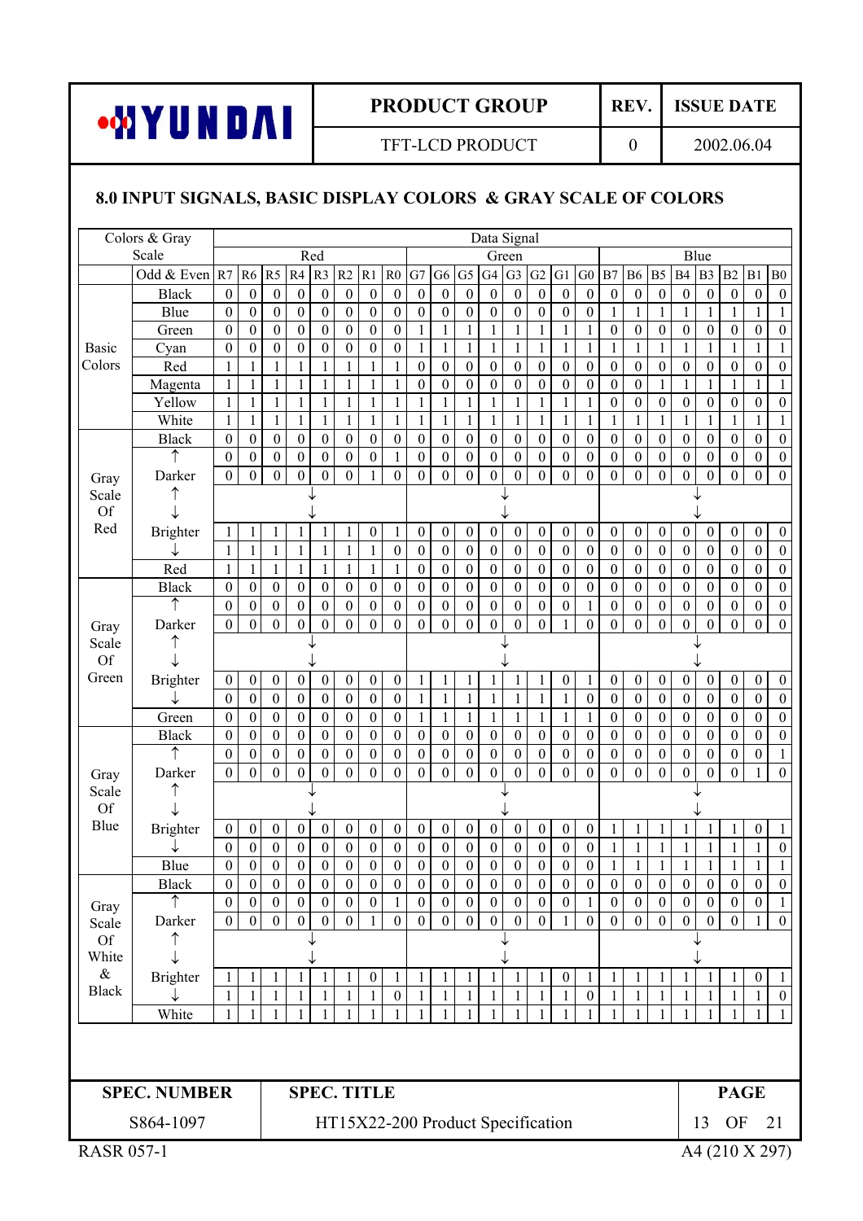## 8.0 INPUT SIGNALS, BASIC DISPLAY COLORS & GRAY SCALE OF COLORS

| Colors & Gray Scale | | Data Signal | | | | | | | | | | | | | | | | | | | | | | | |
|---|---|---|---|---|---|---|---|---|---|---|---|---|---|---|---|---|---|---|---|---|---|---|---|---|---|
| | | Red | | | | | | | | Green | | | | | | | | Blue | | | | | | | |
| | Odd & Even | R7 | R6 | R5 | R4 | R3 | R2 | R1 | R0 | G7 | G6 | G5 | G4 | G3 | G2 | G1 | G0 | B7 | B6 | B5 | B4 | B3 | B2 | B1 | B0 |
| Basic Colors | Black | 0 | 0 | 0 | 0 | 0 | 0 | 0 | 0 | 0 | 0 | 0 | 0 | 0 | 0 | 0 | 0 | 0 | 0 | 0 | 0 | 0 | 0 | 0 | 0 |
| | Blue | 0 | 0 | 0 | 0 | 0 | 0 | 0 | 0 | 0 | 0 | 0 | 0 | 0 | 0 | 0 | 0 | 1 | 1 | 1 | 1 | 1 | 1 | 1 | 1 |
| | Green | 0 | 0 | 0 | 0 | 0 | 0 | 0 | 0 | 1 | 1 | 1 | 1 | 1 | 1 | 1 | 1 | 0 | 0 | 0 | 0 | 0 | 0 | 0 | 0 |
| | Cyan | 0 | 0 | 0 | 0 | 0 | 0 | 0 | 0 | 1 | 1 | 1 | 1 | 1 | 1 | 1 | 1 | 1 | 1 | 1 | 1 | 1 | 1 | 1 | 1 |
| | Red | 1 | 1 | 1 | 1 | 1 | 1 | 1 | 1 | 0 | 0 | 0 | 0 | 0 | 0 | 0 | 0 | 0 | 0 | 0 | 0 | 0 | 0 | 0 | 0 |
| | Magenta | 1 | 1 | 1 | 1 | 1 | 1 | 1 | 1 | 0 | 0 | 0 | 0 | 0 | 0 | 0 | 0 | 0 | 0 | 1 | 1 | 1 | 1 | 1 | 1 |
| | Yellow | 1 | 1 | 1 | 1 | 1 | 1 | 1 | 1 | 1 | 1 | 1 | 1 | 1 | 1 | 1 | 1 | 0 | 0 | 0 | 0 | 0 | 0 | 0 | 0 |
| | White | 1 | 1 | 1 | 1 | 1 | 1 | 1 | 1 | 1 | 1 | 1 | 1 | 1 | 1 | 1 | 1 | 1 | 1 | 1 | 1 | 1 | 1 | 1 | 1 |
| Gray Scale Of Red | Black | 0 | 0 | 0 | 0 | 0 | 0 | 0 | 0 | 0 | 0 | 0 | 0 | 0 | 0 | 0 | 0 | 0 | 0 | 0 | 0 | 0 | 0 | 0 | 0 |
| | ↑ | 0 | 0 | 0 | 0 | 0 | 0 | 0 | 1 | 0 | 0 | 0 | 0 | 0 | 0 | 0 | 0 | 0 | 0 | 0 | 0 | 0 | 0 | 0 | 0 |
| | Darker | 0 | 0 | 0 | 0 | 0 | 0 | 1 | 0 | 0 | 0 | 0 | 0 | 0 | 0 | 0 | 0 | 0 | 0 | 0 | 0 | 0 | 0 | 0 | 0 |
| | ↑ | ↓ | | | | | | | | ↓ | | | | | | | | ↓ | | | | | | | |
| | ↓ | ↓ | | | | | | | | ↓ | | | | | | | | ↓ | | | | | | | |
| | Brighter | 1 | 1 | 1 | 1 | 1 | 1 | 0 | 1 | 0 | 0 | 0 | 0 | 0 | 0 | 0 | 0 | 0 | 0 | 0 | 0 | 0 | 0 | 0 | 0 |
| | ↓ | 1 | 1 | 1 | 1 | 1 | 1 | 1 | 0 | 0 | 0 | 0 | 0 | 0 | 0 | 0 | 0 | 0 | 0 | 0 | 0 | 0 | 0 | 0 | 0 |
| | Red | 1 | 1 | 1 | 1 | 1 | 1 | 1 | 1 | 0 | 0 | 0 | 0 | 0 | 0 | 0 | 0 | 0 | 0 | 0 | 0 | 0 | 0 | 0 | 0 |
| Gray Scale Of Green | Black | 0 | 0 | 0 | 0 | 0 | 0 | 0 | 0 | 0 | 0 | 0 | 0 | 0 | 0 | 0 | 0 | 0 | 0 | 0 | 0 | 0 | 0 | 0 | 0 |
| | ↑ | 0 | 0 | 0 | 0 | 0 | 0 | 0 | 0 | 0 | 0 | 0 | 0 | 0 | 0 | 0 | 1 | 0 | 0 | 0 | 0 | 0 | 0 | 0 | 0 |
| | Darker | 0 | 0 | 0 | 0 | 0 | 0 | 0 | 0 | 0 | 0 | 0 | 0 | 0 | 0 | 1 | 0 | 0 | 0 | 0 | 0 | 0 | 0 | 0 | 0 |
| | ↑ | ↓ | | | | | | | | ↓ | | | | | | | | ↓ | | | | | | | |
| | ↓ | ↓ | | | | | | | | ↓ | | | | | | | | ↓ | | | | | | | |
| | Brighter | 0 | 0 | 0 | 0 | 0 | 0 | 0 | 0 | 1 | 1 | 1 | 1 | 1 | 1 | 0 | 1 | 0 | 0 | 0 | 0 | 0 | 0 | 0 | 0 |
| | ↓ | 0 | 0 | 0 | 0 | 0 | 0 | 0 | 0 | 1 | 1 | 1 | 1 | 1 | 1 | 1 | 0 | 0 | 0 | 0 | 0 | 0 | 0 | 0 | 0 |
| | Green | 0 | 0 | 0 | 0 | 0 | 0 | 0 | 0 | 1 | 1 | 1 | 1 | 1 | 1 | 1 | 1 | 0 | 0 | 0 | 0 | 0 | 0 | 0 | 0 |
| Gray Scale Of Blue | Black | 0 | 0 | 0 | 0 | 0 | 0 | 0 | 0 | 0 | 0 | 0 | 0 | 0 | 0 | 0 | 0 | 0 | 0 | 0 | 0 | 0 | 0 | 0 | 0 |
| | ↑ | 0 | 0 | 0 | 0 | 0 | 0 | 0 | 0 | 0 | 0 | 0 | 0 | 0 | 0 | 0 | 0 | 0 | 0 | 0 | 0 | 0 | 0 | 0 | 1 |
| | Darker | 0 | 0 | 0 | 0 | 0 | 0 | 0 | 0 | 0 | 0 | 0 | 0 | 0 | 0 | 0 | 0 | 0 | 0 | 0 | 0 | 0 | 0 | 1 | 0 |
| | ↑ | ↓ | | | | | | | | ↓ | | | | | | | | ↓ | | | | | | | |
| | ↓ | ↓ | | | | | | | | ↓ | | | | | | | | ↓ | | | | | | | |
| | Brighter | 0 | 0 | 0 | 0 | 0 | 0 | 0 | 0 | 0 | 0 | 0 | 0 | 0 | 0 | 0 | 0 | 1 | 1 | 1 | 1 | 1 | 1 | 0 | 1 |
| | ↓ | 0 | 0 | 0 | 0 | 0 | 0 | 0 | 0 | 0 | 0 | 0 | 0 | 0 | 0 | 0 | 0 | 1 | 1 | 1 | 1 | 1 | 1 | 1 | 0 |
| | Blue | 0 | 0 | 0 | 0 | 0 | 0 | 0 | 0 | 0 | 0 | 0 | 0 | 0 | 0 | 0 | 0 | 1 | 1 | 1 | 1 | 1 | 1 | 1 | 1 |
| Gray Scale Of White & Black | Black | 0 | 0 | 0 | 0 | 0 | 0 | 0 | 0 | 0 | 0 | 0 | 0 | 0 | 0 | 0 | 0 | 0 | 0 | 0 | 0 | 0 | 0 | 0 | 0 |
| | ↑ | 0 | 0 | 0 | 0 | 0 | 0 | 0 | 1 | 0 | 0 | 0 | 0 | 0 | 0 | 0 | 1 | 0 | 0 | 0 | 0 | 0 | 0 | 0 | 1 |
| | Darker | 0 | 0 | 0 | 0 | 0 | 0 | 1 | 0 | 0 | 0 | 0 | 0 | 0 | 0 | 1 | 0 | 0 | 0 | 0 | 0 | 0 | 0 | 1 | 0 |
| | ↑ | ↓ | | | | | | | | ↓ | | | | | | | | ↓ | | | | | | | |
| | ↓ | ↓ | | | | | | | | ↓ | | | | | | | | ↓ | | | | | | | |
| | Brighter | 1 | 1 | 1 | 1 | 1 | 1 | 0 | 1 | 1 | 1 | 1 | 1 | 1 | 1 | 0 | 1 | 1 | 1 | 1 | 1 | 1 | 1 | 0 | 1 |
| | ↓ | 1 | 1 | 1 | 1 | 1 | 1 | 1 | 0 | 1 | 1 | 1 | 1 | 1 | 1 | 1 | 0 | 1 | 1 | 1 | 1 | 1 | 1 | 1 | 0 |
| | White | 1 | 1 | 1 | 1 | 1 | 1 | 1 | 1 | 1 | 1 | 1 | 1 | 1 | 1 | 1 | 1 | 1 | 1 | 1 | 1 | 1 | 1 | 1 | 1 |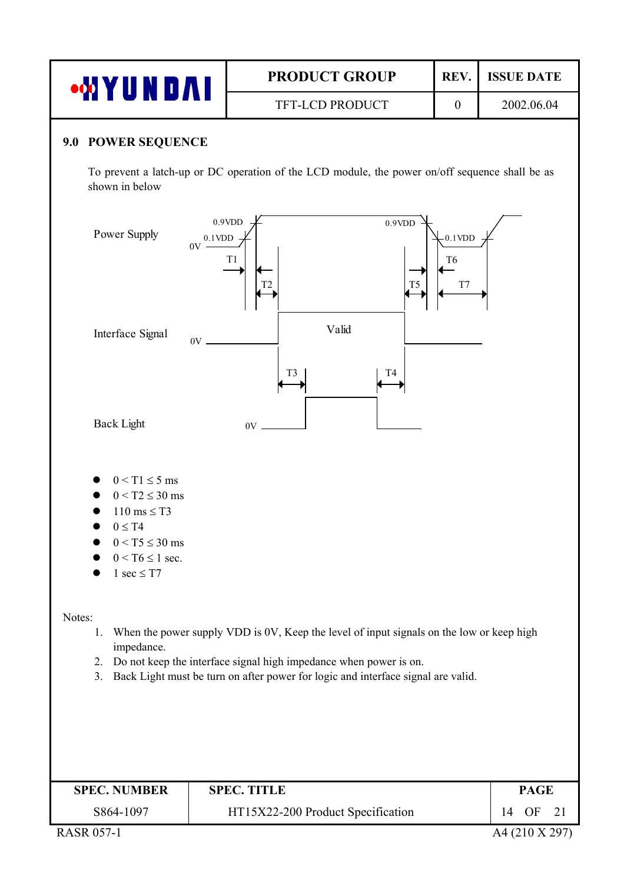## 9.0 POWER SEQUENCE

To prevent a latch-up or DC operation of the LCD module, the power on/off sequence shall be as shown in below

Power Supply — 0.9VDD, 0.1VDD, 0V, T1, T2, T5, T6, T7

Interface Signal — 0V, Valid, T3, T4

Back Light — 0V

- $0 < T1 \le 5$ ms
- $0 < T2 \le 30$ ms
- $110 \text{ ms} \le T3$
- $0 \le T4$
- $0 < T5 \le 30$ ms
- $0 < T6 \le 1$ sec.
- $1 \text{ sec} \le T7$

Notes:

1. When the power supply VDD is 0V, Keep the level of input signals on the low or keep high impedance.
2. Do not keep the interface signal high impedance when power is on.
3. Back Light must be turn on after power for logic and interface signal are valid.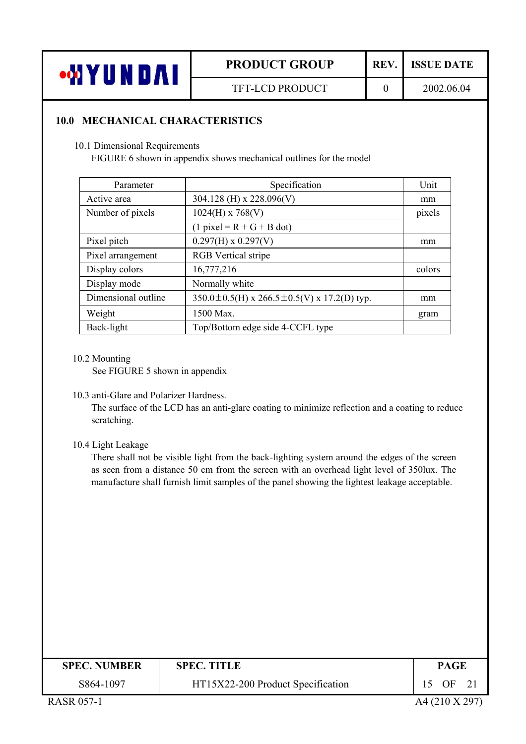## 10.0 MECHANICAL CHARACTERISTICS

10.1 Dimensional Requirements

FIGURE 6 shown in appendix shows mechanical outlines for the model

| Parameter | Specification | Unit |
|---|---|---|
| Active area | 304.128 (H) x 228.096(V) | mm |
| Number of pixels | 1024(H) x 768(V) | pixels |
| | (1 pixel = R + G + B dot) | |
| Pixel pitch | 0.297(H) x 0.297(V) | mm |
| Pixel arrangement | RGB Vertical stripe | |
| Display colors | 16,777,216 | colors |
| Display mode | Normally white | |
| Dimensional outline | 350.0±0.5(H) x 266.5±0.5(V) x 17.2(D) typ. | mm |
| Weight | 1500 Max. | gram |
| Back-light | Top/Bottom edge side 4-CCFL type | |

10.2 Mounting

See FIGURE 5 shown in appendix

10.3 anti-Glare and Polarizer Hardness.

The surface of the LCD has an anti-glare coating to minimize reflection and a coating to reduce scratching.

10.4 Light Leakage

There shall not be visible light from the back-lighting system around the edges of the screen as seen from a distance 50 cm from the screen with an overhead light level of 350lux. The manufacture shall furnish limit samples of the panel showing the lightest leakage acceptable.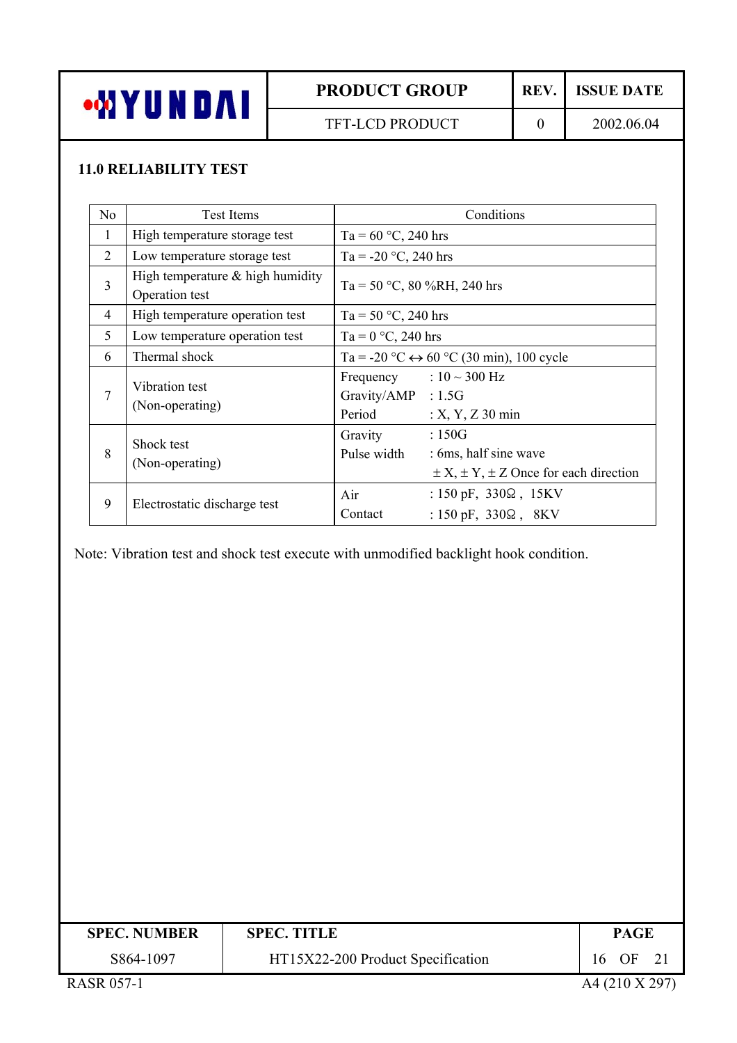## 11.0 RELIABILITY TEST

| No | Test Items | Conditions |
|---|---|---|
| 1 | High temperature storage test | Ta = 60 °C, 240 hrs |
| 2 | Low temperature storage test | Ta = -20 °C, 240 hrs |
| 3 | High temperature & high humidity Operation test | Ta = 50 °C, 80 %RH, 240 hrs |
| 4 | High temperature operation test | Ta = 50 °C, 240 hrs |
| 5 | Low temperature operation test | Ta = 0 °C, 240 hrs |
| 6 | Thermal shock | Ta = -20 °C ↔ 60 °C (30 min), 100 cycle |
| 7 | Vibration test (Non-operating) | Frequency : 10 ~ 300 Hz<br>Gravity/AMP : 1.5G<br>Period : X, Y, Z 30 min |
| 8 | Shock test (Non-operating) | Gravity : 150G<br>Pulse width : 6ms, half sine wave<br>± X, ± Y, ± Z Once for each direction |
| 9 | Electrostatic discharge test | Air : 150 pF, 330Ω , 15KV<br>Contact : 150 pF, 330Ω , 8KV |

Note: Vibration test and shock test execute with unmodified backlight hook condition.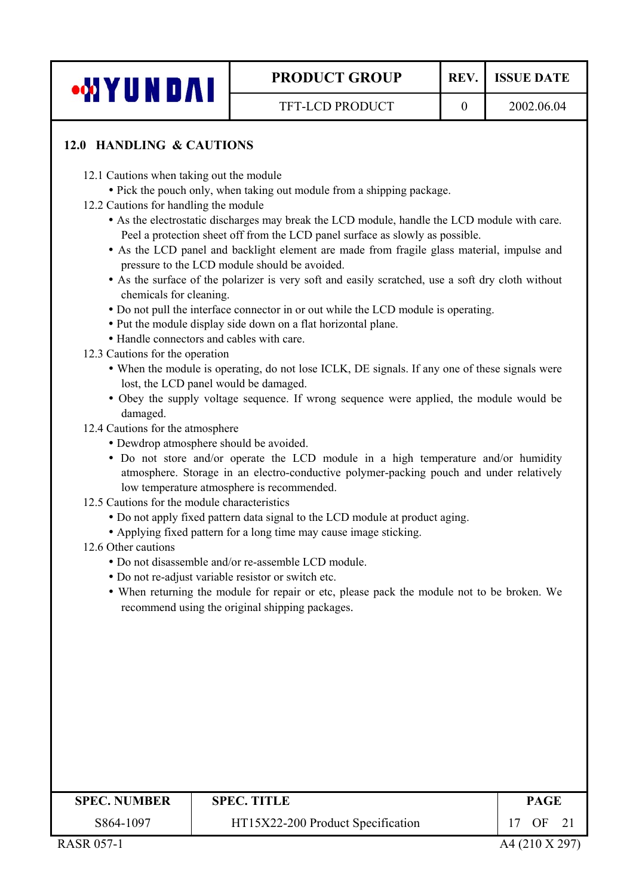## 12.0 HANDLING & CAUTIONS

12.1 Cautions when taking out the module

- Pick the pouch only, when taking out module from a shipping package.

12.2 Cautions for handling the module

- As the electrostatic discharges may break the LCD module, handle the LCD module with care. Peel a protection sheet off from the LCD panel surface as slowly as possible.
- As the LCD panel and backlight element are made from fragile glass material, impulse and pressure to the LCD module should be avoided.
- As the surface of the polarizer is very soft and easily scratched, use a soft dry cloth without chemicals for cleaning.
- Do not pull the interface connector in or out while the LCD module is operating.
- Put the module display side down on a flat horizontal plane.
- Handle connectors and cables with care.

12.3 Cautions for the operation

- When the module is operating, do not lose ICLK, DE signals. If any one of these signals were lost, the LCD panel would be damaged.
- Obey the supply voltage sequence. If wrong sequence were applied, the module would be damaged.

12.4 Cautions for the atmosphere

- Dewdrop atmosphere should be avoided.
- Do not store and/or operate the LCD module in a high temperature and/or humidity atmosphere. Storage in an electro-conductive polymer-packing pouch and under relatively low temperature atmosphere is recommended.

12.5 Cautions for the module characteristics

- Do not apply fixed pattern data signal to the LCD module at product aging.
- Applying fixed pattern for a long time may cause image sticking.

12.6 Other cautions

- Do not disassemble and/or re-assemble LCD module.
- Do not re-adjust variable resistor or switch etc.
- When returning the module for repair or etc, please pack the module not to be broken. We recommend using the original shipping packages.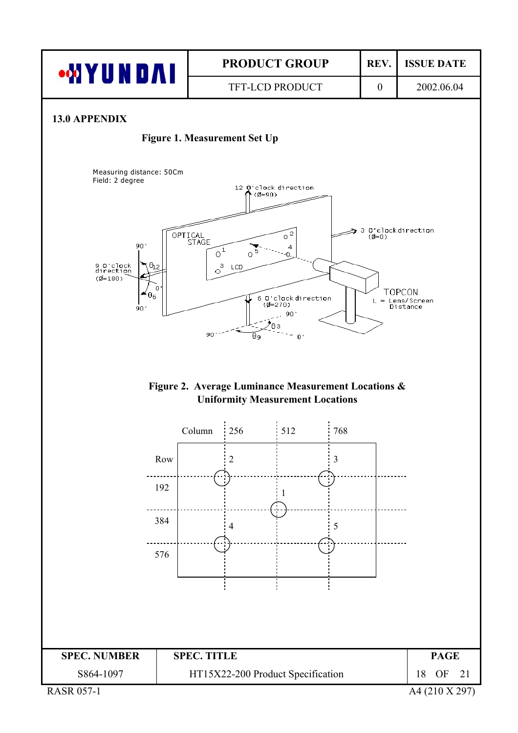## 13.0 APPENDIX

**Figure 1. Measurement Set Up**

Measuring distance: 50Cm
Field: 2 degree

**Figure 2. Average Luminance Measurement Locations & Uniformity Measurement Locations**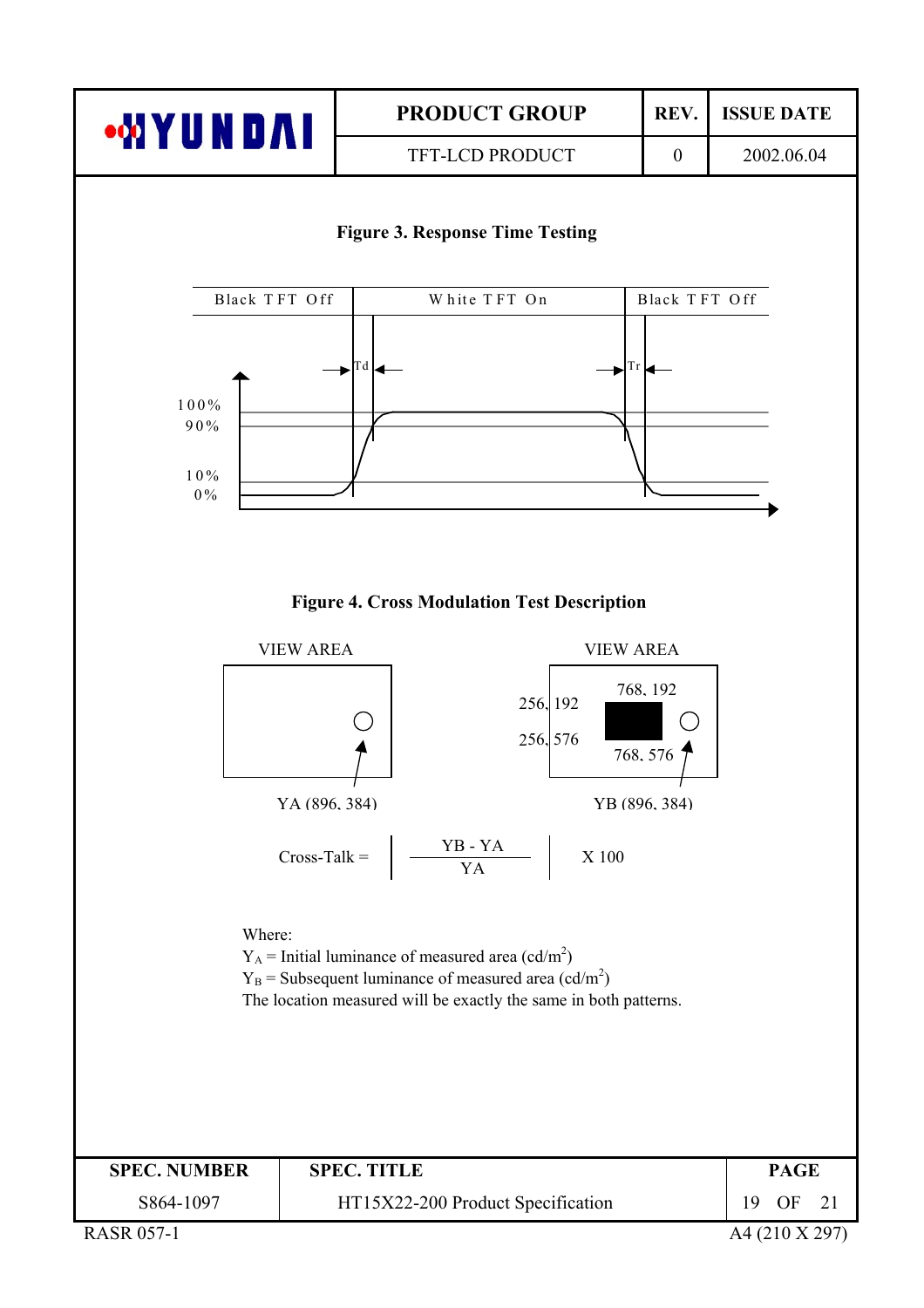### Figure 3. Response Time Testing

| Black TFT Off | White TFT On | Black TFT Off |
|---|---|---|

Td | Tr

100%
90%
10%
0%

### Figure 4. Cross Modulation Test Description

VIEW AREA

YA (896, 384)

VIEW AREA

256, 192 | 768, 192
256, 576 | 768, 576

YB (896, 384)

$$\text{Cross-Talk} = \left| \frac{YB - YA}{YA} \right| \times 100$$

Where:

$Y_A$ = Initial luminance of measured area (cd/m$^2$)

$Y_B$ = Subsequent luminance of measured area (cd/m$^2$)

The location measured will be exactly the same in both patterns.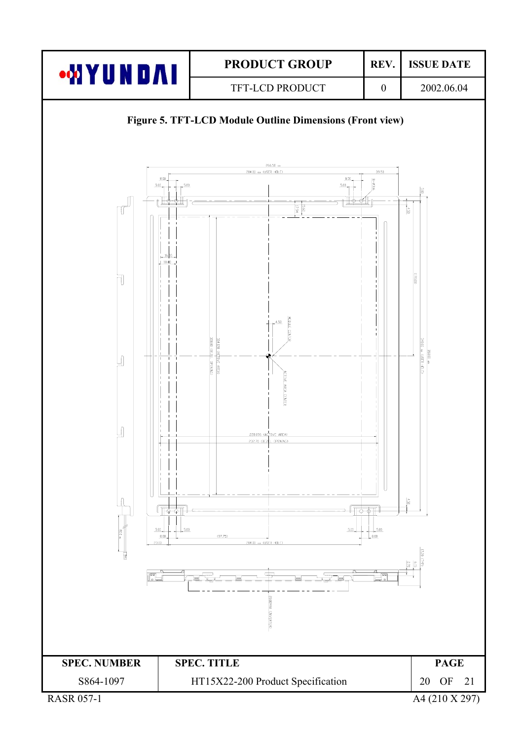## Figure 5. TFT-LCD Module Outline Dimensions (Front view)

266.50
204.00 (USER HOLE)
39.50
8.00
5.00
5.00
8.00
5.00
4.30
17.00
304.128 (ACTIVE AREA)
308.00 (BEZEL OPENING)
MODULE CENTER
4.50
ACTIVE AREA CENTER
228.096 (ACTIVE AREA)
232.70 (BEZEL OPENING)
16.00
18.00
170.00
214.00 (USER HOLE)
4.30
5.00
5.00
8.00
23.00
(97.75)
204.00 (USER HOLE)
5.00
5.00
8.00
17.20 (TYP)
6.50
2.70
(INVERTER)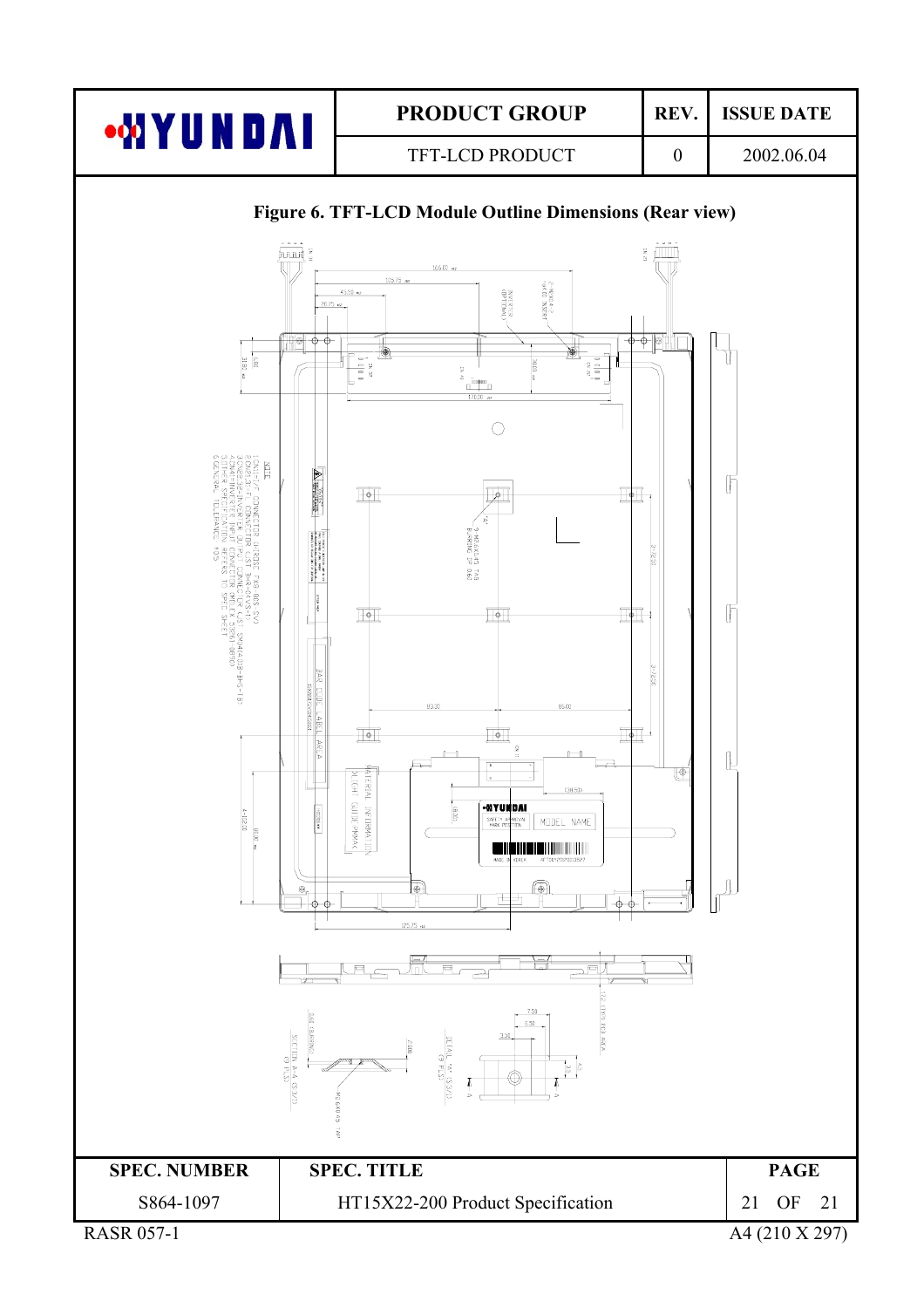## Figure 6. TFT-LCD Module Outline Dimensions (Rear view)

NOTE
1. CN1: I/F CONNECTOR (HIROSE FX8-80S-SV)
2. CN2, CN3: I/F CONNECTOR (JST BHR-04VS-1)
3. CN2, CN3: INVERTER OUTPUT CONNECTOR (JST SM04(4.0)B-BHS-1-TB)
4. CN4: INVERTER INPUT CONNECTOR (MOLEX 53261-0690)
5. OTHER SPECIFICATION REFERS TO SPEC SHEET
6. GENERAL TOLERANCE: ±0.5

166.00
105.75
45.50
20.75
5.80
38.80
170.00
INVERTER (OPTIONAL)
2-M2.6X0.45 INSERT
"A" 2-M2.6X0.45 TAP BURRING DP 0.62
3-72.50
3-72.50
93.30
86.00
BAR CODE LABEL AREA
MATERIAL INFORMATION
LIGHT GUIDE:PMMA
(38.50)
(8.00)
HYUNDAI
MODEL NAME
MADE IN KOREA
4-122.00
60.00
125.75
12.00 (TO BE PCB AREA)
7.50
6.50
3.50
2.00
DETAIL "A" (SCALE 2/1) (9 PLS)
SECTION A-A (SCALE 5/1) (9 PLS)
M2.6X0.45 TAP
0.60 (BURRING)